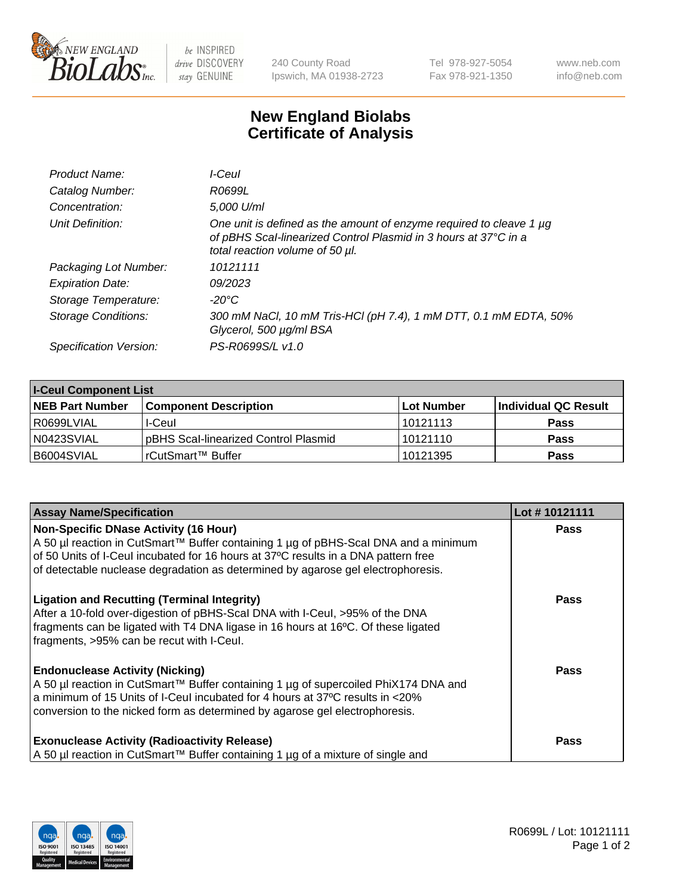# New England Biolabs
# Certificate of Analysis

| | |
|---|---|
| *Product Name:* | *I-CeuI* |
| *Catalog Number:* | *R0699L* |
| *Concentration:* | *5,000 U/ml* |
| *Unit Definition:* | *One unit is defined as the amount of enzyme required to cleave 1 µg of pBHS ScaI-linearized Control Plasmid in 3 hours at 37°C in a total reaction volume of 50 µl.* |
| *Packaging Lot Number:* | *10121111* |
| *Expiration Date:* | *09/2023* |
| *Storage Temperature:* | *-20°C* |
| *Storage Conditions:* | *300 mM NaCl, 10 mM Tris-HCl (pH 7.4), 1 mM DTT, 0.1 mM EDTA, 50% Glycerol, 500 µg/ml BSA* |
| *Specification Version:* | *PS-R0699S/L v1.0* |

| I-CeuI Component List | | | |
|---|---|---|---|
| **NEB Part Number** | **Component Description** | **Lot Number** | **Individual QC Result** |
| R0699LVIAL | I-CeuI | 10121113 | **Pass** |
| N0423SVIAL | pBHS ScaI-linearized Control Plasmid | 10121110 | **Pass** |
| B6004SVIAL | rCutSmart™ Buffer | 10121395 | **Pass** |

| Assay Name/Specification | Lot # 10121111 |
|---|---|
| **Non-Specific DNase Activity (16 Hour)** A 50 µl reaction in CutSmart™ Buffer containing 1 µg of pBHS-ScaI DNA and a minimum of 50 Units of I-CeuI incubated for 16 hours at 37ºC results in a DNA pattern free of detectable nuclease degradation as determined by agarose gel electrophoresis. | **Pass** |
| **Ligation and Recutting (Terminal Integrity)** After a 10-fold over-digestion of pBHS-ScaI DNA with I-CeuI, >95% of the DNA fragments can be ligated with T4 DNA ligase in 16 hours at 16ºC. Of these ligated fragments, >95% can be recut with I-CeuI. | **Pass** |
| **Endonuclease Activity (Nicking)** A 50 µl reaction in CutSmart™ Buffer containing 1 µg of supercoiled PhiX174 DNA and a minimum of 15 Units of I-CeuI incubated for 4 hours at 37ºC results in <20% conversion to the nicked form as determined by agarose gel electrophoresis. | **Pass** |
| **Exonuclease Activity (Radioactivity Release)** A 50 µl reaction in CutSmart™ Buffer containing 1 µg of a mixture of single and | **Pass** |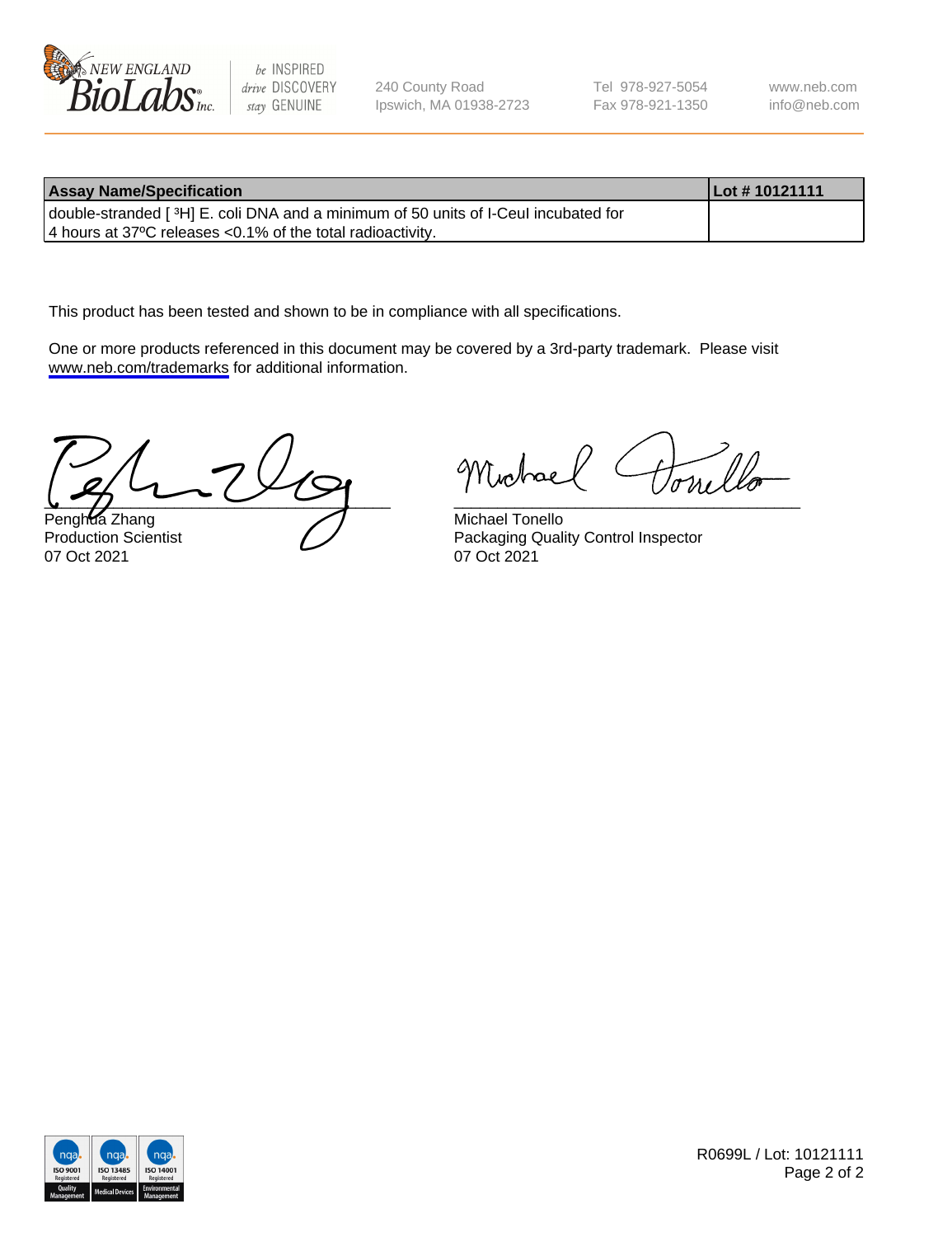be INSPIRED
drive DISCOVERY
stay GENUINE

240 County Road
Ipswich, MA 01938-2723

Tel 978-927-5054
Fax 978-921-1350

www.neb.com
info@neb.com

| Assay Name/Specification | Lot # 10121111 |
|---|---|
| double-stranded [ $^3$H] E. coli DNA and a minimum of 50 units of I-CeuI incubated for 4 hours at 37ºC releases <0.1% of the total radioactivity. | |

This product has been tested and shown to be in compliance with all specifications.

One or more products referenced in this document may be covered by a 3rd-party trademark. Please visit www.neb.com/trademarks for additional information.

Penghua Zhang
Production Scientist
07 Oct 2021

Michael Tonello
Packaging Quality Control Inspector
07 Oct 2021

R0699L / Lot: 10121111